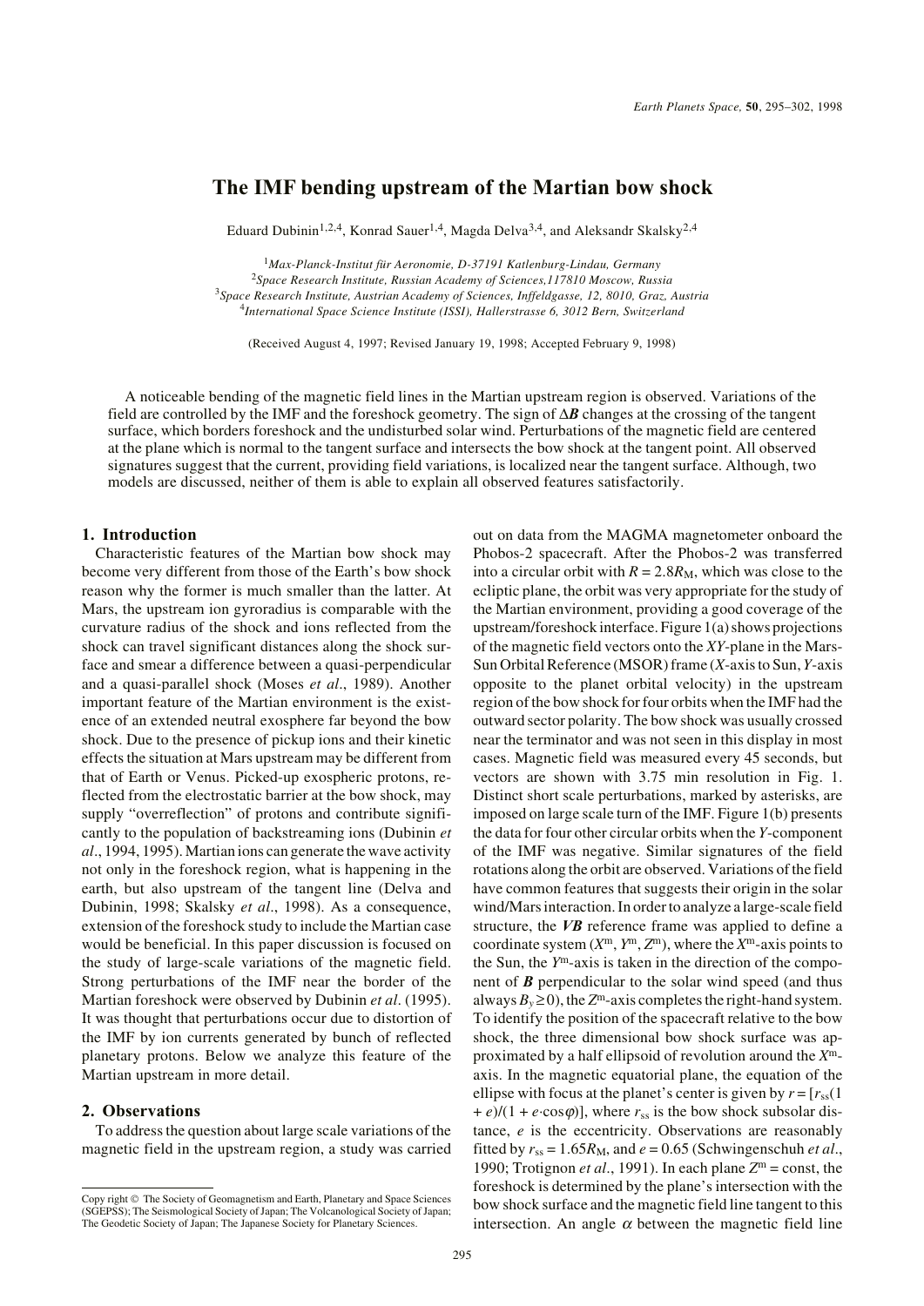# The IMF bending upstream of the Martian bow shock

Eduard Dubinin[1,2,4], Konrad Sauer[1,4], Magda Delva[3,4], and Aleksandr Skalsky[2,4]

[1]*Max-Planck-Institut für Aeronomie, D-37191 Katlenburg-Lindau, Germany*
[2]*Space Research Institute, Russian Academy of Sciences,117810 Moscow, Russia*
[3]*Space Research Institute, Austrian Academy of Sciences, Inffeldgasse, 12, 8010, Graz, Austria*
[4]*International Space Science Institute (ISSI), Hallerstrasse 6, 3012 Bern, Switzerland*

(Received August 4, 1997; Revised January 19, 1998; Accepted February 9, 1998)

A noticeable bending of the magnetic field lines in the Martian upstream region is observed. Variations of the field are controlled by the IMF and the foreshock geometry. The sign of $\Delta\boldsymbol{B}$ changes at the crossing of the tangent surface, which borders foreshock and the undisturbed solar wind. Perturbations of the magnetic field are centered at the plane which is normal to the tangent surface and intersects the bow shock at the tangent point. All observed signatures suggest that the current, providing field variations, is localized near the tangent surface. Although, two models are discussed, neither of them is able to explain all observed features satisfactorily.

## 1. Introduction

Characteristic features of the Martian bow shock may become very different from those of the Earth's bow shock reason why the former is much smaller than the latter. At Mars, the upstream ion gyroradius is comparable with the curvature radius of the shock and ions reflected from the shock can travel significant distances along the shock surface and smear a difference between a quasi-perpendicular and a quasi-parallel shock (Moses *et al*., 1989). Another important feature of the Martian environment is the existence of an extended neutral exosphere far beyond the bow shock. Due to the presence of pickup ions and their kinetic effects the situation at Mars upstream may be different from that of Earth or Venus. Picked-up exospheric protons, reflected from the electrostatic barrier at the bow shock, may supply "overreflection" of protons and contribute significantly to the population of backstreaming ions (Dubinin *et al*., 1994, 1995). Martian ions can generate the wave activity not only in the foreshock region, what is happening in the earth, but also upstream of the tangent line (Delva and Dubinin, 1998; Skalsky *et al*., 1998). As a consequence, extension of the foreshock study to include the Martian case would be beneficial. In this paper discussion is focused on the study of large-scale variations of the magnetic field. Strong perturbations of the IMF near the border of the Martian foreshock were observed by Dubinin *et al*. (1995). It was thought that perturbations occur due to distortion of the IMF by ion currents generated by bunch of reflected planetary protons. Below we analyze this feature of the Martian upstream in more detail.

## 2. Observations

To address the question about large scale variations of the magnetic field in the upstream region, a study was carried out on data from the MAGMA magnetometer onboard the Phobos-2 spacecraft. After the Phobos-2 was transferred into a circular orbit with $R = 2.8R_M$, which was close to the ecliptic plane, the orbit was very appropriate for the study of the Martian environment, providing a good coverage of the upstream/foreshock interface. Figure 1(a) shows projections of the magnetic field vectors onto the *XY*-plane in the Mars-Sun Orbital Reference (MSOR) frame (*X*-axis to Sun, *Y*-axis opposite to the planet orbital velocity) in the upstream region of the bow shock for four orbits when the IMF had the outward sector polarity. The bow shock was usually crossed near the terminator and was not seen in this display in most cases. Magnetic field was measured every 45 seconds, but vectors are shown with 3.75 min resolution in Fig. 1. Distinct short scale perturbations, marked by asterisks, are imposed on large scale turn of the IMF. Figure 1(b) presents the data for four other circular orbits when the *Y*-component of the IMF was negative. Similar signatures of the field rotations along the orbit are observed. Variations of the field have common features that suggests their origin in the solar wind/Mars interaction. In order to analyze a large-scale field structure, the ***VB*** reference frame was applied to define a coordinate system ($X^m$, $Y^m$, $Z^m$), where the $X^m$-axis points to the Sun, the $Y^m$-axis is taken in the direction of the component of ***B*** perpendicular to the solar wind speed (and thus always $B_y \geq 0$), the $Z^m$-axis completes the right-hand system. To identify the position of the spacecraft relative to the bow shock, the three dimensional bow shock surface was approximated by a half ellipsoid of revolution around the $X^m$-axis. In the magnetic equatorial plane, the equation of the ellipse with focus at the planet's center is given by $r = [r_{ss}(1 + e)/(1 + e\cdot\cos\varphi)]$, where $r_{ss}$ is the bow shock subsolar distance, $e$ is the eccentricity. Observations are reasonably fitted by $r_{ss} = 1.65R_M$, and $e = 0.65$ (Schwingenschuh *et al*., 1990; Trotignon *et al*., 1991). In each plane $Z^m$ = const, the foreshock is determined by the plane's intersection with the bow shock surface and the magnetic field line tangent to this intersection. An angle $\alpha$ between the magnetic field line

Copy right © The Society of Geomagnetism and Earth, Planetary and Space Sciences (SGEPSS); The Seismological Society of Japan; The Volcanological Society of Japan; The Geodetic Society of Japan; The Japanese Society for Planetary Sciences.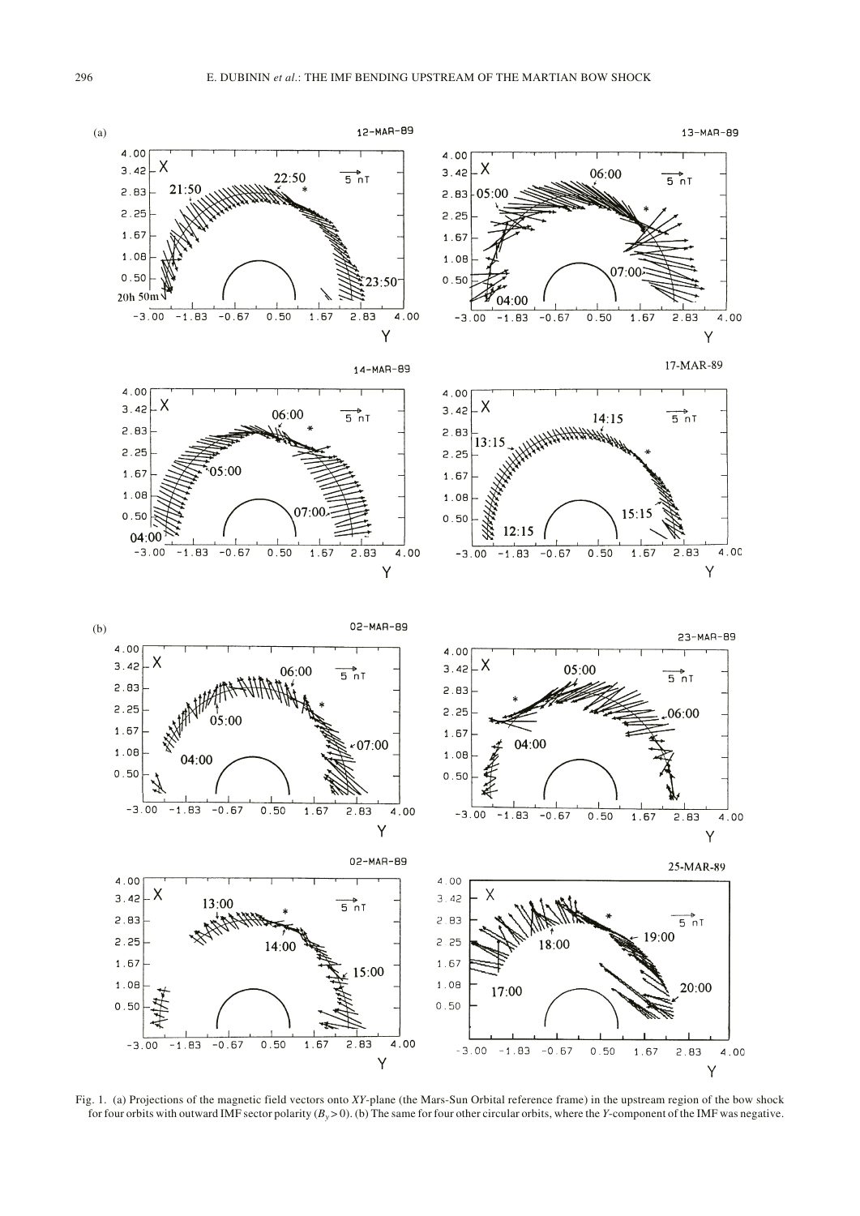(a)

12-MAR-89

4.00
3.42 X
2.83
2.25
1.67
1.08
0.50
21:50
22:50
5 nT
*
23:50
20h 50m
-3.00 -1.83 -0.67 0.50 1.67 2.83 4.00
Y

13-MAR-89

4.00
3.42 X
2.83
2.25
1.67
1.08
0.50
05:00
06:00
5 nT
*
07:00
04:00
-3.00 -1.83 -0.67 0.50 1.67 2.83 4.00
Y

14-MAR-89

4.00
3.42 X
2.83
2.25
1.67
1.08
0.50
06:00
5 nT
*
05:00
07:00
04:00
-3.00 -1.83 -0.67 0.50 1.67 2.83 4.00
Y

17-MAR-89

4.00
3.42 X
2.83
2.25
1.67
1.08
0.50
13:15
14:15
5 nT
*
15:15
12:15
-3.00 -1.83 -0.67 0.50 1.67 2.83 4.00
Y

(b)

02-MAR-89

4.00
3.42 X
2.83
2.25
1.67
1.08
0.50
06:00
5 nT
*
05:00
07:00
04:00
-3.00 -1.83 -0.67 0.50 1.67 2.83 4.00
Y

23-MAR-89

4.00
3.42 X
2.83
2.25
1.67
1.08
0.50
05:00
5 nT
*
06:00
04:00
-3.00 -1.83 -0.67 0.50 1.67 2.83 4.00
Y

02-MAR-89

4.00
3.42 X
2.83
2.25
1.67
1.08
0.50
13:00
5 nT
*
14:00
15:00
-3.00 -1.83 -0.67 0.50 1.67 2.83 4.00
Y

25-MAR-89

4.00
3.42 X
2.83
2.25
1.67
1.08
0.50
*
5 nT
19:00
18:00
17:00
20:00
-3.00 -1.83 -0.67 0.50 1.67 2.83 4.00
Y

Fig. 1. (a) Projections of the magnetic field vectors onto *XY*-plane (the Mars-Sun Orbital reference frame) in the upstream region of the bow shock for four orbits with outward IMF sector polarity ($B_y > 0$). (b) The same for four other circular orbits, where the *Y*-component of the IMF was negative.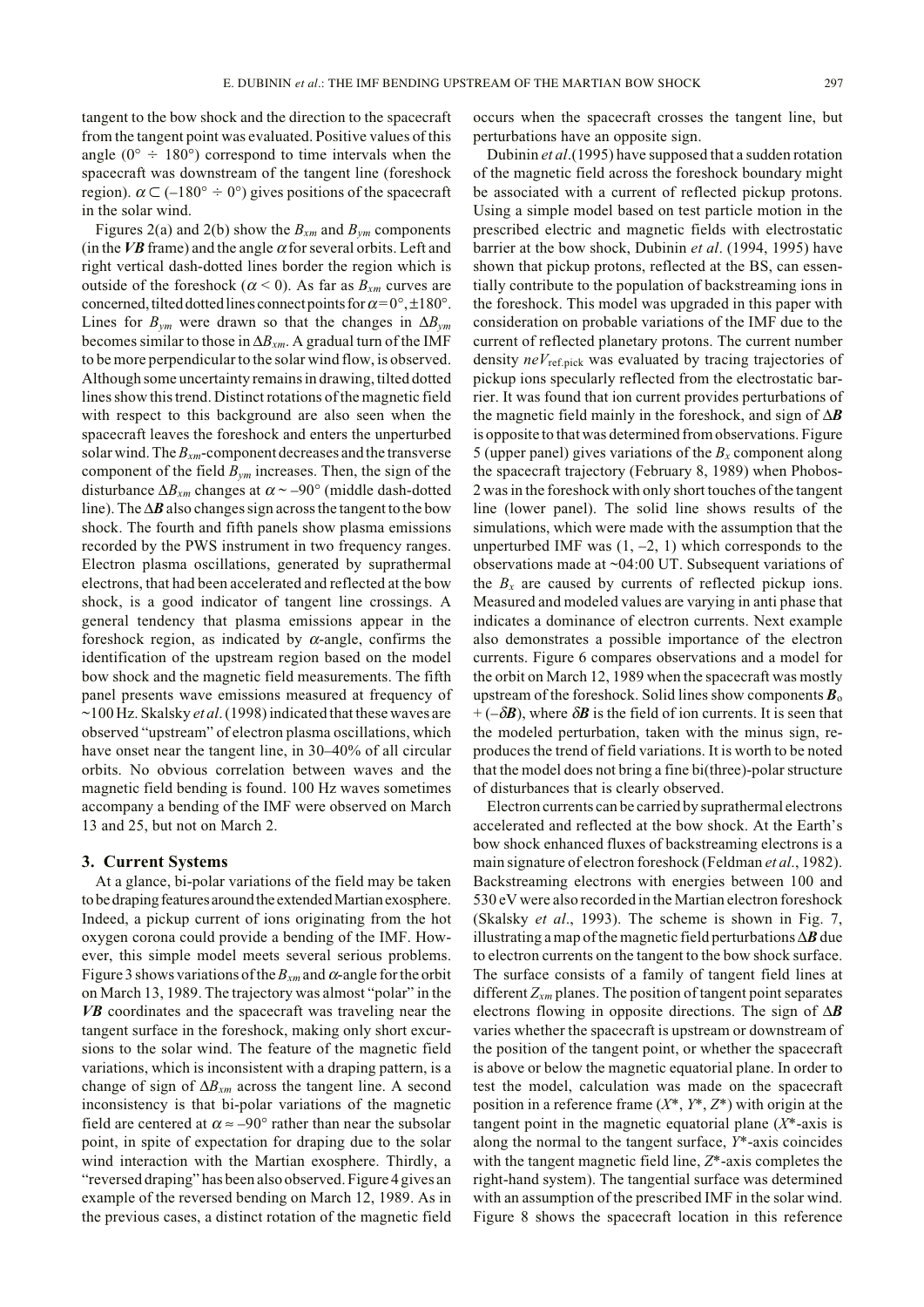tangent to the bow shock and the direction to the spacecraft from the tangent point was evaluated. Positive values of this angle ($0° \div 180°$) correspond to time intervals when the spacecraft was downstream of the tangent line (foreshock region). $\alpha \subset (-180° \div 0°)$ gives positions of the spacecraft in the solar wind.

Figures 2(a) and 2(b) show the $B_{xm}$ and $B_{ym}$ components (in the ***VB*** frame) and the angle $\alpha$ for several orbits. Left and right vertical dash-dotted lines border the region which is outside of the foreshock ($\alpha < 0$). As far as $B_{xm}$ curves are concerned, tilted dotted lines connect points for $\alpha = 0°, \pm 180°$. Lines for $B_{ym}$ were drawn so that the changes in $\Delta B_{ym}$ becomes similar to those in $\Delta B_{xm}$. A gradual turn of the IMF to be more perpendicular to the solar wind flow, is observed. Although some uncertainty remains in drawing, tilted dotted lines show this trend. Distinct rotations of the magnetic field with respect to this background are also seen when the spacecraft leaves the foreshock and enters the unperturbed solar wind. The $B_{xm}$-component decreases and the transverse component of the field $B_{ym}$ increases. Then, the sign of the disturbance $\Delta B_{xm}$ changes at $\alpha \sim -90°$ (middle dash-dotted line). The $\Delta \boldsymbol{B}$ also changes sign across the tangent to the bow shock. The fourth and fifth panels show plasma emissions recorded by the PWS instrument in two frequency ranges. Electron plasma oscillations, generated by suprathermal electrons, that had been accelerated and reflected at the bow shock, is a good indicator of tangent line crossings. A general tendency that plasma emissions appear in the foreshock region, as indicated by $\alpha$-angle, confirms the identification of the upstream region based on the model bow shock and the magnetic field measurements. The fifth panel presents wave emissions measured at frequency of ~100 Hz. Skalsky *et al*. (1998) indicated that these waves are observed "upstream" of electron plasma oscillations, which have onset near the tangent line, in 30–40% of all circular orbits. No obvious correlation between waves and the magnetic field bending is found. 100 Hz waves sometimes accompany a bending of the IMF were observed on March 13 and 25, but not on March 2.

## 3. Current Systems

At a glance, bi-polar variations of the field may be taken to be draping features around the extended Martian exosphere. Indeed, a pickup current of ions originating from the hot oxygen corona could provide a bending of the IMF. However, this simple model meets several serious problems. Figure 3 shows variations of the $B_{xm}$ and $\alpha$-angle for the orbit on March 13, 1989. The trajectory was almost "polar" in the ***VB*** coordinates and the spacecraft was traveling near the tangent surface in the foreshock, making only short excursions to the solar wind. The feature of the magnetic field variations, which is inconsistent with a draping pattern, is a change of sign of $\Delta B_{xm}$ across the tangent line. A second inconsistency is that bi-polar variations of the magnetic field are centered at $\alpha \approx -90°$ rather than near the subsolar point, in spite of expectation for draping due to the solar wind interaction with the Martian exosphere. Thirdly, a "reversed draping" has been also observed. Figure 4 gives an example of the reversed bending on March 12, 1989. As in the previous cases, a distinct rotation of the magnetic field occurs when the spacecraft crosses the tangent line, but perturbations have an opposite sign.

Dubinin *et al*.(1995) have supposed that a sudden rotation of the magnetic field across the foreshock boundary might be associated with a current of reflected pickup protons. Using a simple model based on test particle motion in the prescribed electric and magnetic fields with electrostatic barrier at the bow shock, Dubinin *et al*. (1994, 1995) have shown that pickup protons, reflected at the BS, can essentially contribute to the population of backstreaming ions in the foreshock. This model was upgraded in this paper with consideration on probable variations of the IMF due to the current of reflected planetary protons. The current number density $neV_{\text{ref.pick}}$ was evaluated by tracing trajectories of pickup ions specularly reflected from the electrostatic barrier. It was found that ion current provides perturbations of the magnetic field mainly in the foreshock, and sign of $\Delta \boldsymbol{B}$ is opposite to that was determined from observations. Figure 5 (upper panel) gives variations of the $B_x$ component along the spacecraft trajectory (February 8, 1989) when Phobos-2 was in the foreshock with only short touches of the tangent line (lower panel). The solid line shows results of the simulations, which were made with the assumption that the unperturbed IMF was (1, –2, 1) which corresponds to the observations made at ~04:00 UT. Subsequent variations of the $B_x$ are caused by currents of reflected pickup ions. Measured and modeled values are varying in anti phase that indicates a dominance of electron currents. Next example also demonstrates a possible importance of the electron currents. Figure 6 compares observations and a model for the orbit on March 12, 1989 when the spacecraft was mostly upstream of the foreshock. Solid lines show components $\boldsymbol{B}_o + (-\delta \boldsymbol{B})$, where $\delta \boldsymbol{B}$ is the field of ion currents. It is seen that the modeled perturbation, taken with the minus sign, reproduces the trend of field variations. It is worth to be noted that the model does not bring a fine bi(three)-polar structure of disturbances that is clearly observed.

Electron currents can be carried by suprathermal electrons accelerated and reflected at the bow shock. At the Earth's bow shock enhanced fluxes of backstreaming electrons is a main signature of electron foreshock (Feldman *et al*., 1982). Backstreaming electrons with energies between 100 and 530 eV were also recorded in the Martian electron foreshock (Skalsky *et al*., 1993). The scheme is shown in Fig. 7, illustrating a map of the magnetic field perturbations $\Delta \boldsymbol{B}$ due to electron currents on the tangent to the bow shock surface. The surface consists of a family of tangent field lines at different $Z_{xm}$ planes. The position of tangent point separates electrons flowing in opposite directions. The sign of $\Delta \boldsymbol{B}$ varies whether the spacecraft is upstream or downstream of the position of the tangent point, or whether the spacecraft is above or below the magnetic equatorial plane. In order to test the model, calculation was made on the spacecraft position in a reference frame ($X^*$, $Y^*$, $Z^*$) with origin at the tangent point in the magnetic equatorial plane ($X^*$-axis is along the normal to the tangent surface, $Y^*$-axis coincides with the tangent magnetic field line, $Z^*$-axis completes the right-hand system). The tangential surface was determined with an assumption of the prescribed IMF in the solar wind. Figure 8 shows the spacecraft location in this reference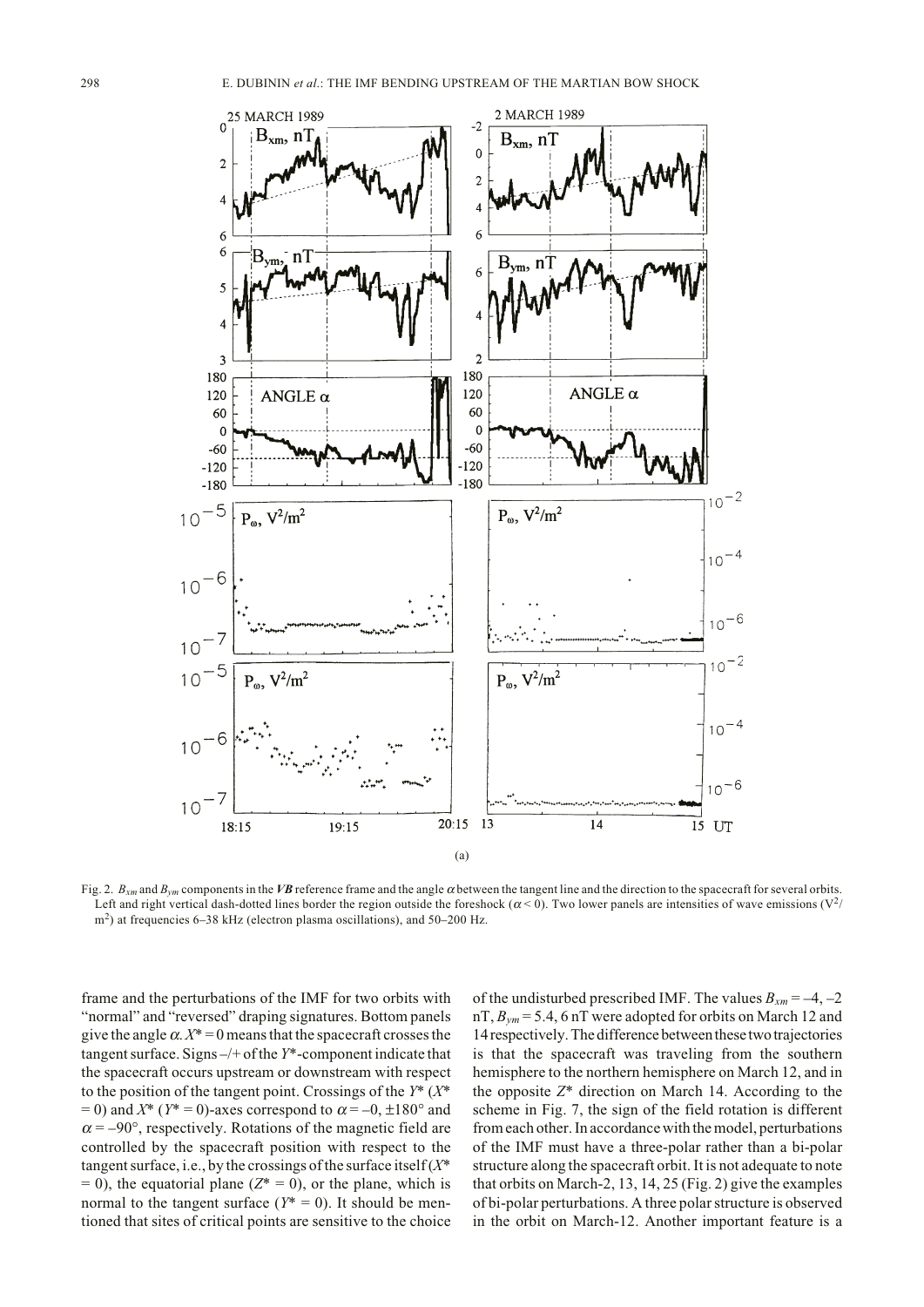25 MARCH 1989

2 MARCH 1989

$B_{xm}$, nT

0
2
4
6

-2
0
2
4
6

$B_{ym}$, nT

6
5
4
3

6
4
2

ANGLE $\alpha$

180
120
60
0
-60
-120
-180

$P_\omega$, $V^2/m^2$

$10^{-5}$
$10^{-6}$
$10^{-7}$

$10^{-2}$
$10^{-4}$
$10^{-6}$

$P_\omega$, $V^2/m^2$

$10^{-5}$
$10^{-6}$
$10^{-7}$

$10^{-2}$
$10^{-4}$
$10^{-6}$

18:15 19:15 20:15 13 14 15 UT

(a)

Fig. 2. $B_{xm}$ and $B_{ym}$ components in the ***VB*** reference frame and the angle $\alpha$ between the tangent line and the direction to the spacecraft for several orbits. Left and right vertical dash-dotted lines border the region outside the foreshock ($\alpha < 0$). Two lower panels are intensities of wave emissions ($V^2/m^2$) at frequencies 6–38 kHz (electron plasma oscillations), and 50–200 Hz.

frame and the perturbations of the IMF for two orbits with "normal" and "reversed" draping signatures. Bottom panels give the angle $\alpha$. $X^* = 0$ means that the spacecraft crosses the tangent surface. Signs –/+ of the $Y^*$-component indicate that the spacecraft occurs upstream or downstream with respect to the position of the tangent point. Crossings of the $Y^*$ ($X^* = 0$) and $X^*$ ($Y^* = 0$)-axes correspond to $\alpha = -0, \pm 180°$ and $\alpha = -90°$, respectively. Rotations of the magnetic field are controlled by the spacecraft position with respect to the tangent surface, i.e., by the crossings of the surface itself ($X^* = 0$), the equatorial plane ($Z^* = 0$), or the plane, which is normal to the tangent surface ($Y^* = 0$). It should be mentioned that sites of critical points are sensitive to the choice of the undisturbed prescribed IMF. The values $B_{xm} = -4, -2$ nT, $B_{ym} = 5.4$, 6 nT were adopted for orbits on March 12 and 14 respectively. The difference between these two trajectories is that the spacecraft was traveling from the southern hemisphere to the northern hemisphere on March 12, and in the opposite $Z^*$ direction on March 14. According to the scheme in Fig. 7, the sign of the field rotation is different from each other. In accordance with the model, perturbations of the IMF must have a three-polar rather than a bi-polar structure along the spacecraft orbit. It is not adequate to note that orbits on March-2, 13, 14, 25 (Fig. 2) give the examples of bi-polar perturbations. A three polar structure is observed in the orbit on March-12. Another important feature is a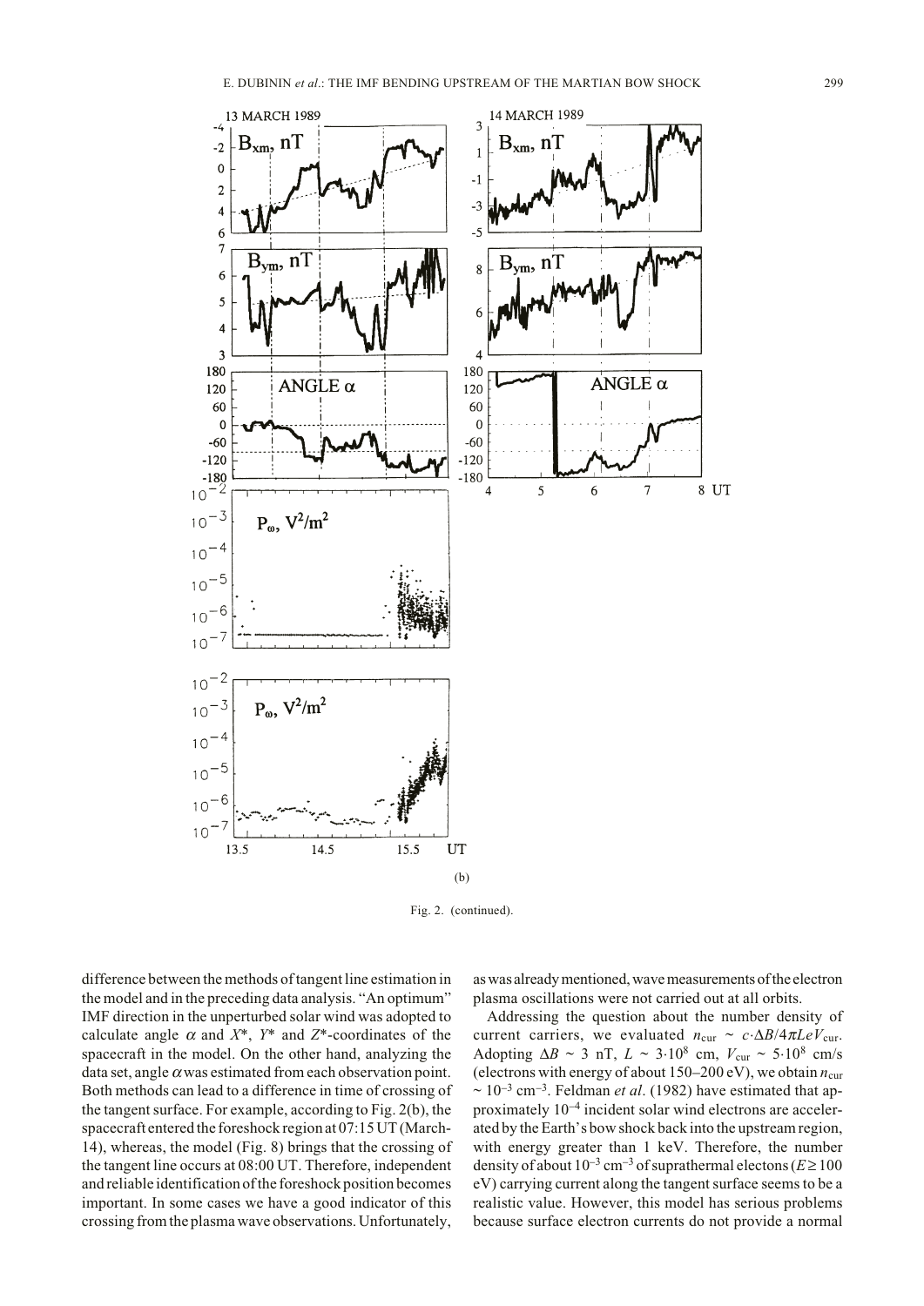13 MARCH 1989

$B_{xm}$, nT

-4
-2
0
2
4
6

$B_{ym}$, nT

7
6
5
4
3

ANGLE α

180
120
60
0
-60
-120
-180

$P_\omega$, V²/m²

10⁻²
10⁻³
10⁻⁴
10⁻⁵
10⁻⁶
10⁻⁷

$P_\omega$, V²/m²

10⁻²
10⁻³
10⁻⁴
10⁻⁵
10⁻⁶
10⁻⁷

13.5 14.5 15.5 UT

14 MARCH 1989

$B_{xm}$, nT

3
1
-1
-3
-5

$B_{ym}$, nT

8
6
4

ANGLE α

180
120
60
0
-60
-120
-180

4 5 6 7 8 UT

(b)

Fig. 2. (continued).

difference between the methods of tangent line estimation in the model and in the preceding data analysis. "An optimum" IMF direction in the unperturbed solar wind was adopted to calculate angle $\alpha$ and $X^*$, $Y^*$ and $Z^*$-coordinates of the spacecraft in the model. On the other hand, analyzing the data set, angle $\alpha$ was estimated from each observation point. Both methods can lead to a difference in time of crossing of the tangent surface. For example, according to Fig. 2(b), the spacecraft entered the foreshock region at 07:15 UT (March-14), whereas, the model (Fig. 8) brings that the crossing of the tangent line occurs at 08:00 UT. Therefore, independent and reliable identification of the foreshock position becomes important. In some cases we have a good indicator of this crossing from the plasma wave observations. Unfortunately, as was already mentioned, wave measurements of the electron plasma oscillations were not carried out at all orbits.

Addressing the question about the number density of current carriers, we evaluated $n_{cur} \sim c \cdot \Delta B / 4\pi L e V_{cur}$. Adopting $\Delta B \sim 3$ nT, $L \sim 3 \cdot 10^8$ cm, $V_{cur} \sim 5 \cdot 10^8$ cm/s (electrons with energy of about 150–200 eV), we obtain $n_{cur} \sim 10^{-3}$ cm$^{-3}$. Feldman *et al*. (1982) have estimated that approximately $10^{-4}$ incident solar wind electrons are accelerated by the Earth's bow shock back into the upstream region, with energy greater than 1 keV. Therefore, the number density of about $10^{-3}$ cm$^{-3}$ of suprathermal electons ($E \geq 100$ eV) carrying current along the tangent surface seems to be a realistic value. However, this model has serious problems because surface electron currents do not provide a normal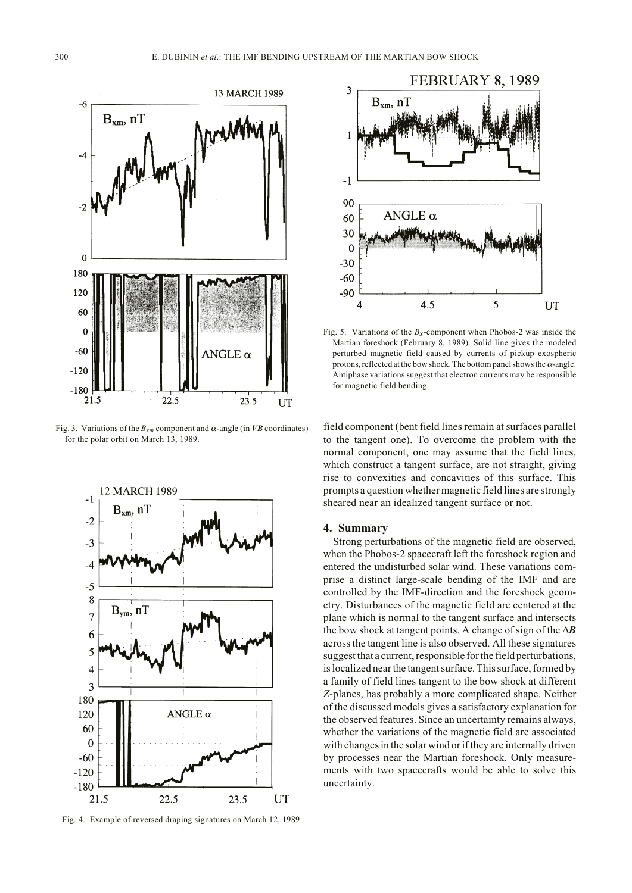13 MARCH 1989

$B_{xm}$, nT

-6

-4

-2

0

180

120

60

0

-60

-120

-180

ANGLE α

21.5

22.5

23.5

UT

Fig. 3. Variations of the $B_{xm}$ component and $\alpha$-angle (in ***VB*** coordinates) for the polar orbit on March 13, 1989.

12 MARCH 1989

$B_{xm}$, nT

-1

-2

-3

-4

-5

$B_{ym}$, nT

8

7

6

5

4

3

180

120

60

0

-60

-120

-180

ANGLE α

21.5

22.5

23.5

UT

Fig. 4. Example of reversed draping signatures on March 12, 1989.

FEBRUARY 8, 1989

$B_{xm}$, nT

3

1

-1

90

60

30

0

-30

-60

-90

ANGLE α

4

4.5

5

UT

Fig. 5. Variations of the $B_X$-component when Phobos-2 was inside the Martian foreshock (February 8, 1989). Solid line gives the modeled perturbed magnetic field caused by currents of pickup exospheric protons, reflected at the bow shock. The bottom panel shows the $\alpha$-angle. Antiphase variations suggest that electron currents may be responsible for magnetic field bending.

field component (bent field lines remain at surfaces parallel to the tangent one). To overcome the problem with the normal component, one may assume that the field lines, which construct a tangent surface, are not straight, giving rise to convexities and concavities of this surface. This prompts a question whether magnetic field lines are strongly sheared near an idealized tangent surface or not.

## 4. Summary

Strong perturbations of the magnetic field are observed, when the Phobos-2 spacecraft left the foreshock region and entered the undisturbed solar wind. These variations comprise a distinct large-scale bending of the IMF and are controlled by the IMF-direction and the foreshock geometry. Disturbances of the magnetic field are centered at the plane which is normal to the tangent surface and intersects the bow shock at tangent points. A change of sign of the $\Delta\boldsymbol{B}$ across the tangent line is also observed. All these signatures suggest that a current, responsible for the field perturbations, is localized near the tangent surface. This surface, formed by a family of field lines tangent to the bow shock at different $Z$-planes, has probably a more complicated shape. Neither of the discussed models gives a satisfactory explanation for the observed features. Since an uncertainty remains always, whether the variations of the magnetic field are associated with changes in the solar wind or if they are internally driven by processes near the Martian foreshock. Only measurements with two spacecrafts would be able to solve this uncertainty.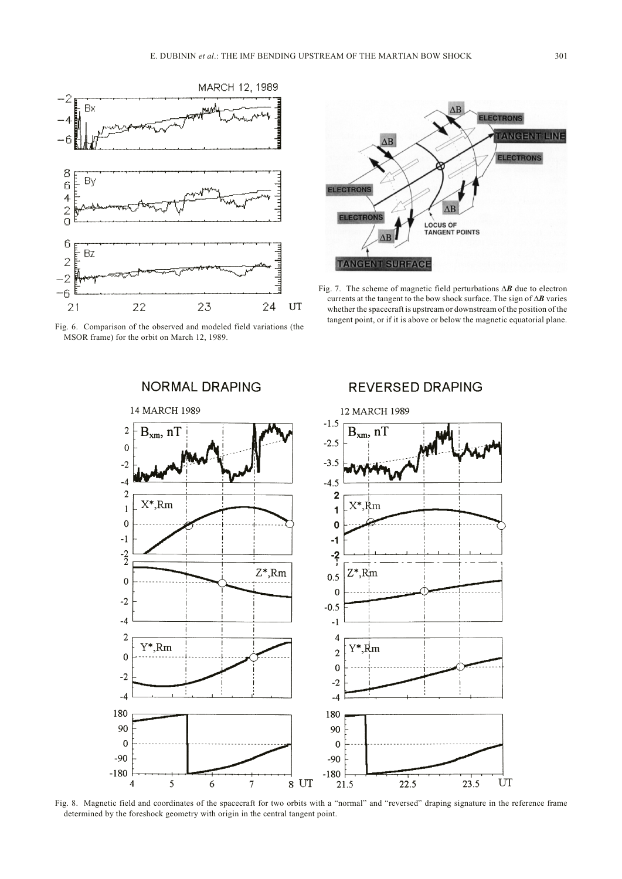MARCH 12, 1989

Bx

By

Bz

-2
-4
-6

8
6
4
2
0

6
2
-2
-6

21 22 23 24 UT

Fig. 6. Comparison of the observed and modeled field variations (the MSOR frame) for the orbit on March 12, 1989.

ΔB
ELECTRONS
TANGENT LINE
ELECTRONS
ΔB
ELECTRONS
ΔB
ELECTRONS
LOCUS OF TANGENT POINTS
ΔB
TANGENT SURFACE

Fig. 7. The scheme of magnetic field perturbations $\Delta \boldsymbol{B}$ due to electron currents at the tangent to the bow shock surface. The sign of $\Delta \boldsymbol{B}$ varies whether the spacecraft is upstream or downstream of the position of the tangent point, or if it is above or below the magnetic equatorial plane.

NORMAL DRAPING

14 MARCH 1989

$B_{xm}$, nT

2
0
-2
-4

X*,Rm

2
1
0
-1
-2

Z*,Rm

2
0
-2
-4

Y*,Rm

2
0
-2
-4

180
90
0
-90
-180

4 5 6 7 8 UT

REVERSED DRAPING

12 MARCH 1989

$B_{xm}$, nT

-1.5
-2.5
-3.5
-4.5

X*,Rm

2
1
0
-1
-2

Z*,Rm

0.5
0
-0.5
-1

Y*,Rm

4
2
0
-2
-4

180
90
0
-90
-180

21.5 22.5 23.5 UT

Fig. 8. Magnetic field and coordinates of the spacecraft for two orbits with a "normal" and "reversed" draping signature in the reference frame determined by the foreshock geometry with origin in the central tangent point.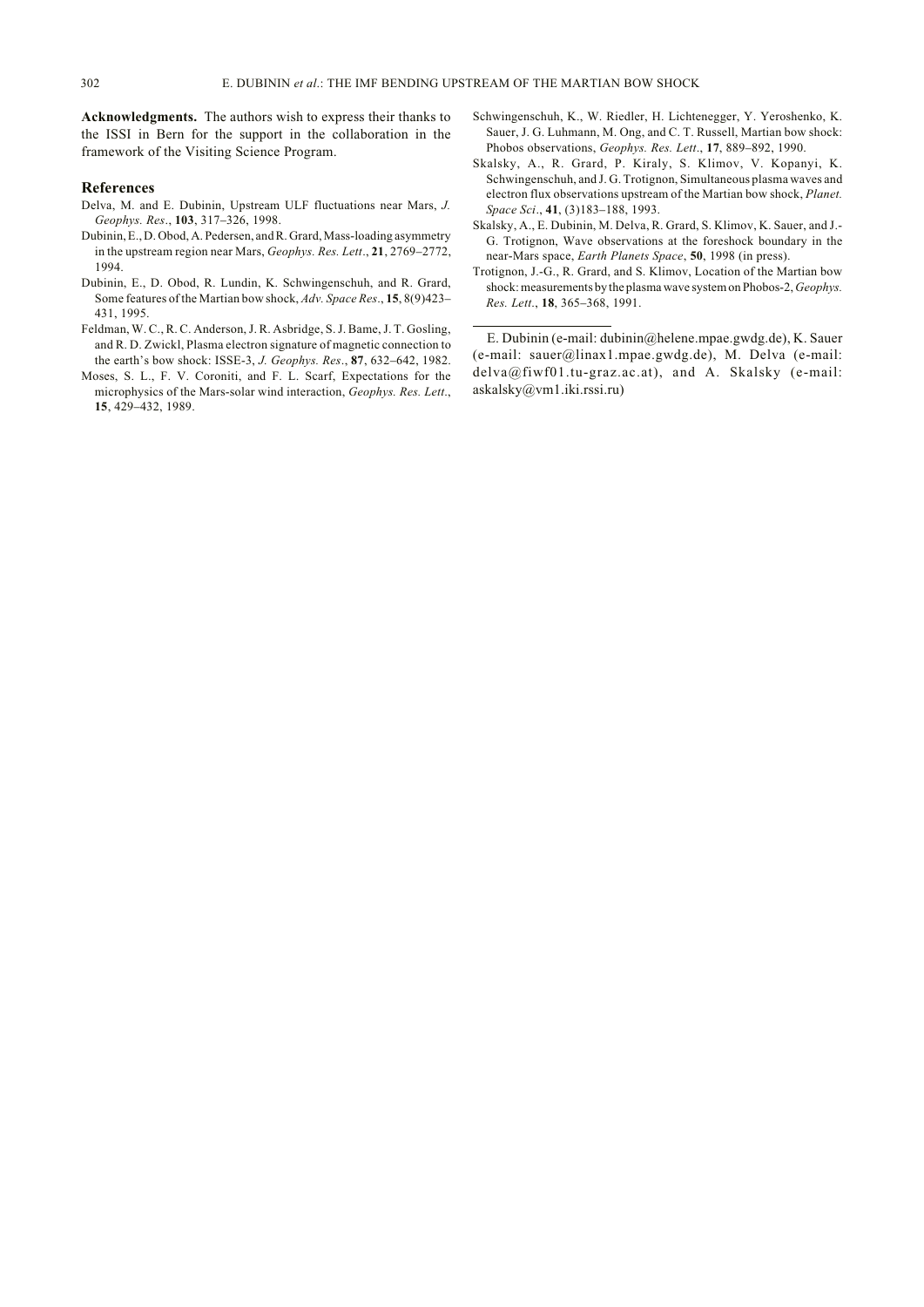**Acknowledgments.** The authors wish to express their thanks to the ISSI in Bern for the support in the collaboration in the framework of the Visiting Science Program.

## References

Delva, M. and E. Dubinin, Upstream ULF fluctuations near Mars, *J. Geophys. Res*., **103**, 317–326, 1998.

Dubinin, E., D. Obod, A. Pedersen, and R. Grard, Mass-loading asymmetry in the upstream region near Mars, *Geophys. Res. Lett*., **21**, 2769–2772, 1994.

Dubinin, E., D. Obod, R. Lundin, K. Schwingenschuh, and R. Grard, Some features of the Martian bow shock, *Adv. Space Res*., **15**, 8(9)423–431, 1995.

Feldman, W. C., R. C. Anderson, J. R. Asbridge, S. J. Bame, J. T. Gosling, and R. D. Zwickl, Plasma electron signature of magnetic connection to the earth's bow shock: ISSE-3, *J. Geophys. Res*., **87**, 632–642, 1982.

Moses, S. L., F. V. Coroniti, and F. L. Scarf, Expectations for the microphysics of the Mars-solar wind interaction, *Geophys. Res. Lett*., **15**, 429–432, 1989.

Schwingenschuh, K., W. Riedler, H. Lichtenegger, Y. Yeroshenko, K. Sauer, J. G. Luhmann, M. Ong, and C. T. Russell, Martian bow shock: Phobos observations, *Geophys. Res. Lett*., **17**, 889–892, 1990.

Skalsky, A., R. Grard, P. Kiraly, S. Klimov, V. Kopanyi, K. Schwingenschuh, and J. G. Trotignon, Simultaneous plasma waves and electron flux observations upstream of the Martian bow shock, *Planet. Space Sci*., **41**, (3)183–188, 1993.

Skalsky, A., E. Dubinin, M. Delva, R. Grard, S. Klimov, K. Sauer, and J.-G. Trotignon, Wave observations at the foreshock boundary in the near-Mars space, *Earth Planets Space*, **50**, 1998 (in press).

Trotignon, J.-G., R. Grard, and S. Klimov, Location of the Martian bow shock: measurements by the plasma wave system on Phobos-2, *Geophys. Res. Lett*., **18**, 365–368, 1991.

---

E. Dubinin (e-mail: dubinin@helene.mpae.gwdg.de), K. Sauer (e-mail: sauer@linax1.mpae.gwdg.de), M. Delva (e-mail: delva@fiwf01.tu-graz.ac.at), and A. Skalsky (e-mail: askalsky@vm1.iki.rssi.ru)